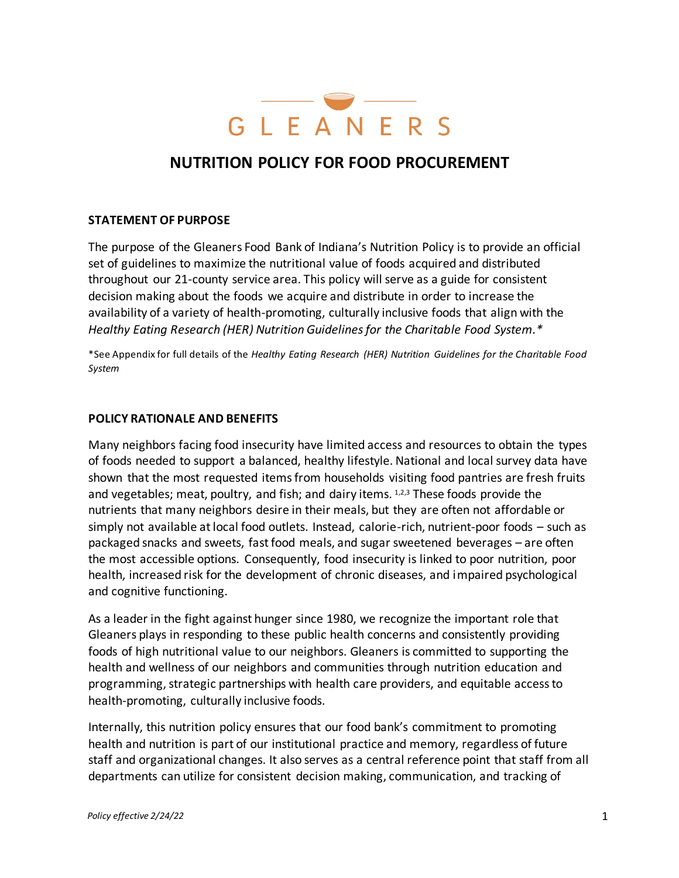# GLEANERS

## NUTRITION POLICY FOR FOOD PROCUREMENT

### STATEMENT OF PURPOSE

The purpose of the Gleaners Food Bank of Indiana's Nutrition Policy is to provide an official set of guidelines to maximize the nutritional value of foods acquired and distributed throughout our 21-county service area. This policy will serve as a guide for consistent decision making about the foods we acquire and distribute in order to increase the availability of a variety of health-promoting, culturally inclusive foods that align with the *Healthy Eating Research (HER) Nutrition Guidelines for the Charitable Food System.**

*See Appendix for full details of the *Healthy Eating Research (HER) Nutrition Guidelines for the Charitable Food System*

### POLICY RATIONALE AND BENEFITS

Many neighbors facing food insecurity have limited access and resources to obtain the types of foods needed to support a balanced, healthy lifestyle. National and local survey data have shown that the most requested items from households visiting food pantries are fresh fruits and vegetables; meat, poultry, and fish; and dairy items. [1,2,3] These foods provide the nutrients that many neighbors desire in their meals, but they are often not affordable or simply not available at local food outlets. Instead, calorie-rich, nutrient-poor foods – such as packaged snacks and sweets, fast food meals, and sugar sweetened beverages – are often the most accessible options. Consequently, food insecurity is linked to poor nutrition, poor health, increased risk for the development of chronic diseases, and impaired psychological and cognitive functioning.

As a leader in the fight against hunger since 1980, we recognize the important role that Gleaners plays in responding to these public health concerns and consistently providing foods of high nutritional value to our neighbors. Gleaners is committed to supporting the health and wellness of our neighbors and communities through nutrition education and programming, strategic partnerships with health care providers, and equitable access to health-promoting, culturally inclusive foods.

Internally, this nutrition policy ensures that our food bank's commitment to promoting health and nutrition is part of our institutional practice and memory, regardless of future staff and organizational changes. It also serves as a central reference point that staff from all departments can utilize for consistent decision making, communication, and tracking of

*Policy effective 2/24/22*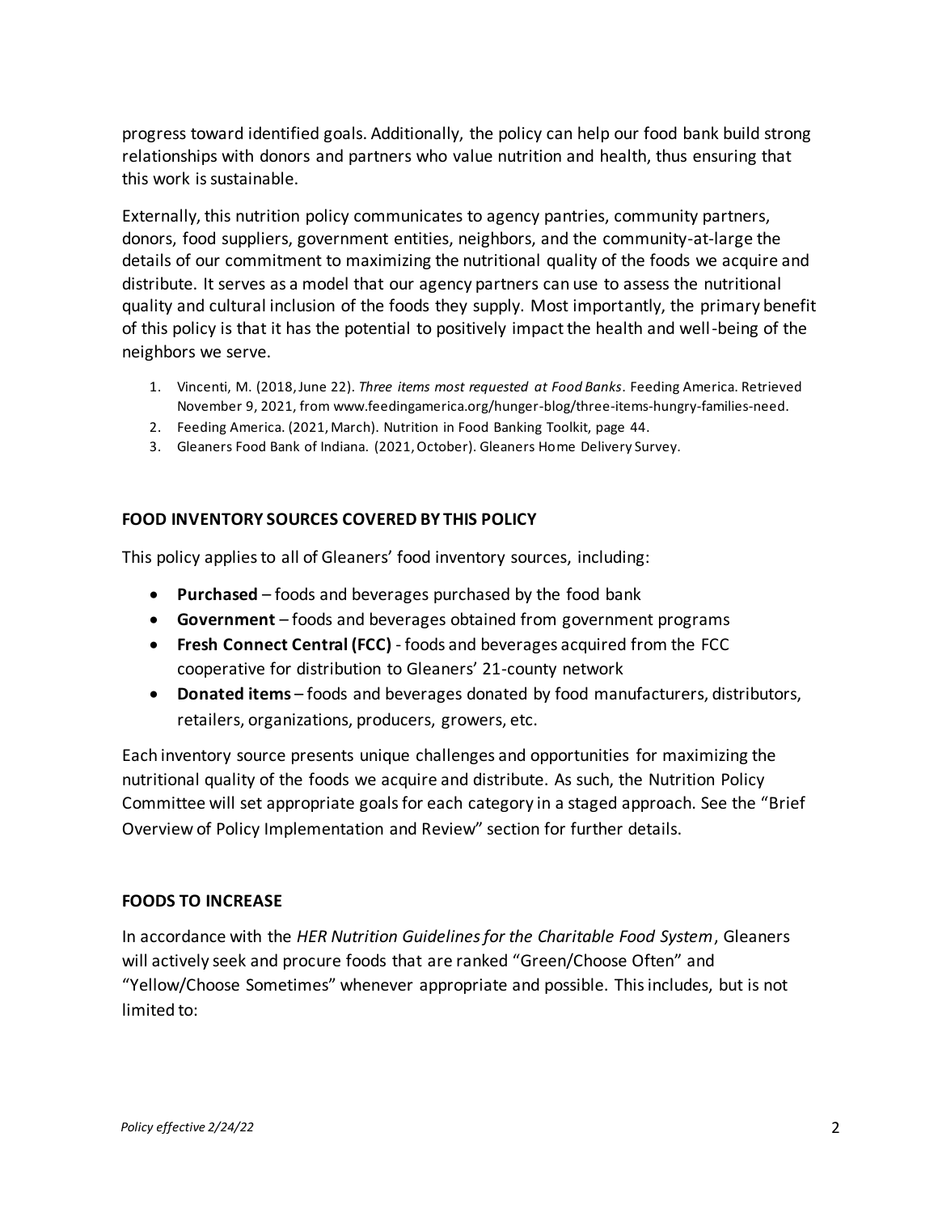progress toward identified goals. Additionally, the policy can help our food bank build strong relationships with donors and partners who value nutrition and health, thus ensuring that this work is sustainable.

Externally, this nutrition policy communicates to agency pantries, community partners, donors, food suppliers, government entities, neighbors, and the community-at-large the details of our commitment to maximizing the nutritional quality of the foods we acquire and distribute. It serves as a model that our agency partners can use to assess the nutritional quality and cultural inclusion of the foods they supply. Most importantly, the primary benefit of this policy is that it has the potential to positively impact the health and well-being of the neighbors we serve.

1. Vincenti, M. (2018, June 22). *Three items most requested at Food Banks*. Feeding America. Retrieved November 9, 2021, from www.feedingamerica.org/hunger-blog/three-items-hungry-families-need.
2. Feeding America. (2021, March). Nutrition in Food Banking Toolkit, page 44.
3. Gleaners Food Bank of Indiana. (2021, October). Gleaners Home Delivery Survey.

## FOOD INVENTORY SOURCES COVERED BY THIS POLICY

This policy applies to all of Gleaners' food inventory sources, including:

- **Purchased** – foods and beverages purchased by the food bank
- **Government** – foods and beverages obtained from government programs
- **Fresh Connect Central (FCC)** - foods and beverages acquired from the FCC cooperative for distribution to Gleaners' 21-county network
- **Donated items** – foods and beverages donated by food manufacturers, distributors, retailers, organizations, producers, growers, etc.

Each inventory source presents unique challenges and opportunities for maximizing the nutritional quality of the foods we acquire and distribute. As such, the Nutrition Policy Committee will set appropriate goals for each category in a staged approach. See the "Brief Overview of Policy Implementation and Review" section for further details.

## FOODS TO INCREASE

In accordance with the *HER Nutrition Guidelines for the Charitable Food System*, Gleaners will actively seek and procure foods that are ranked "Green/Choose Often" and "Yellow/Choose Sometimes" whenever appropriate and possible. This includes, but is not limited to: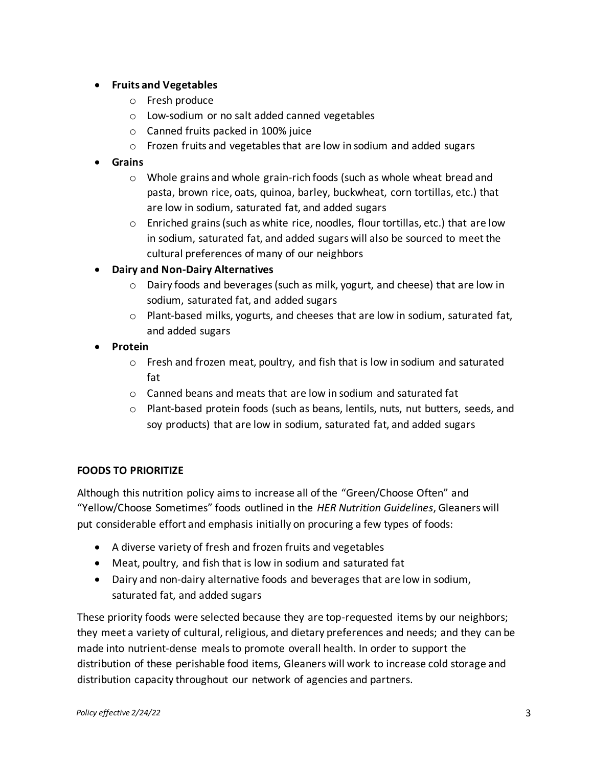- **Fruits and Vegetables**
    - Fresh produce
    - Low-sodium or no salt added canned vegetables
    - Canned fruits packed in 100% juice
    - Frozen fruits and vegetables that are low in sodium and added sugars
- **Grains**
    - Whole grains and whole grain-rich foods (such as whole wheat bread and pasta, brown rice, oats, quinoa, barley, buckwheat, corn tortillas, etc.) that are low in sodium, saturated fat, and added sugars
    - Enriched grains (such as white rice, noodles, flour tortillas, etc.) that are low in sodium, saturated fat, and added sugars will also be sourced to meet the cultural preferences of many of our neighbors
- **Dairy and Non-Dairy Alternatives**
    - Dairy foods and beverages (such as milk, yogurt, and cheese) that are low in sodium, saturated fat, and added sugars
    - Plant-based milks, yogurts, and cheeses that are low in sodium, saturated fat, and added sugars
- **Protein**
    - Fresh and frozen meat, poultry, and fish that is low in sodium and saturated fat
    - Canned beans and meats that are low in sodium and saturated fat
    - Plant-based protein foods (such as beans, lentils, nuts, nut butters, seeds, and soy products) that are low in sodium, saturated fat, and added sugars

**FOODS TO PRIORITIZE**

Although this nutrition policy aims to increase all of the "Green/Choose Often" and "Yellow/Choose Sometimes" foods outlined in the *HER Nutrition Guidelines*, Gleaners will put considerable effort and emphasis initially on procuring a few types of foods:

- A diverse variety of fresh and frozen fruits and vegetables
- Meat, poultry, and fish that is low in sodium and saturated fat
- Dairy and non-dairy alternative foods and beverages that are low in sodium, saturated fat, and added sugars

These priority foods were selected because they are top-requested items by our neighbors; they meet a variety of cultural, religious, and dietary preferences and needs; and they can be made into nutrient-dense meals to promote overall health. In order to support the distribution of these perishable food items, Gleaners will work to increase cold storage and distribution capacity throughout our network of agencies and partners.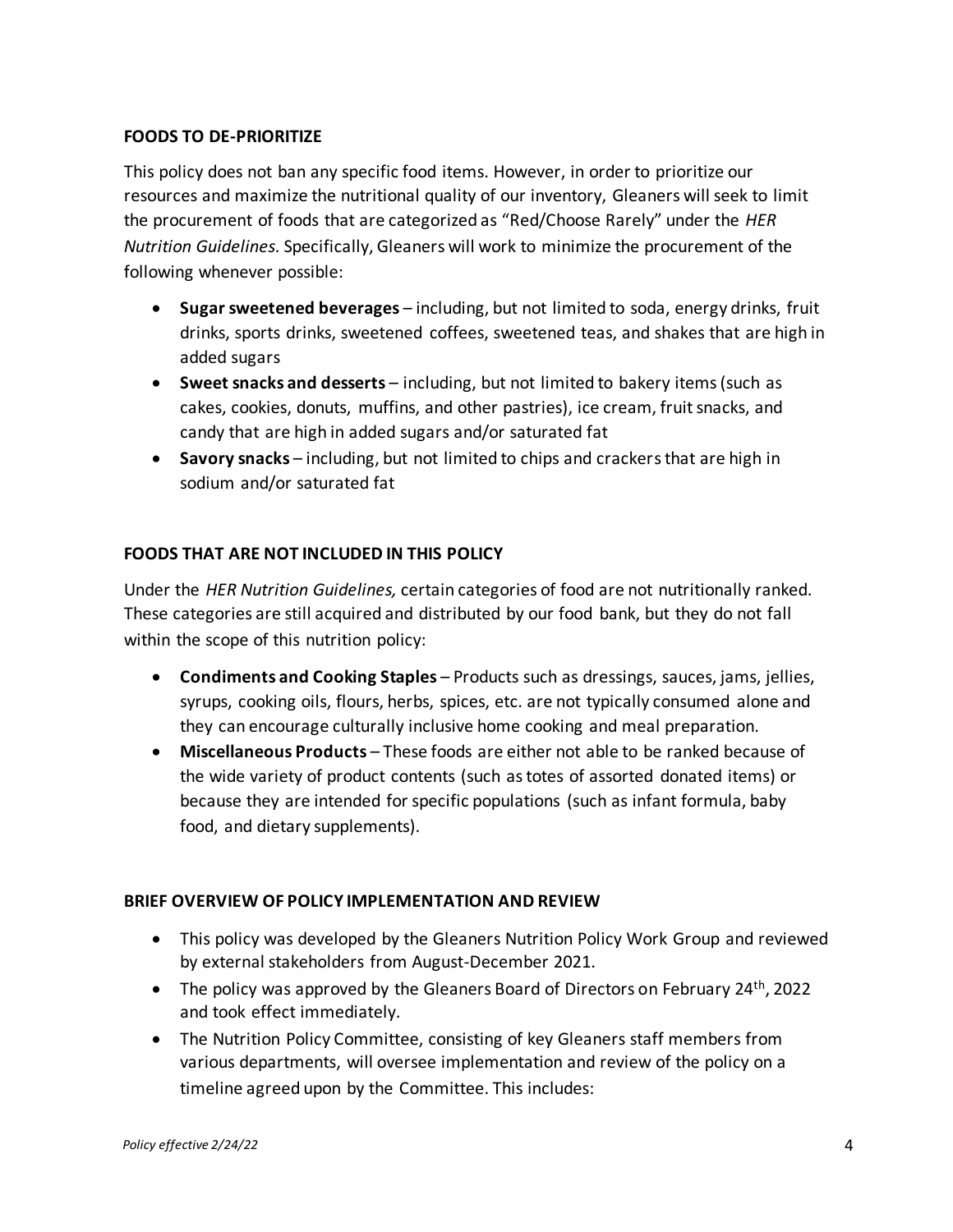**FOODS TO DE-PRIORITIZE**

This policy does not ban any specific food items. However, in order to prioritize our resources and maximize the nutritional quality of our inventory, Gleaners will seek to limit the procurement of foods that are categorized as "Red/Choose Rarely" under the *HER Nutrition Guidelines.* Specifically, Gleaners will work to minimize the procurement of the following whenever possible:

- **Sugar sweetened beverages** – including, but not limited to soda, energy drinks, fruit drinks, sports drinks, sweetened coffees, sweetened teas, and shakes that are high in added sugars
- **Sweet snacks and desserts** – including, but not limited to bakery items (such as cakes, cookies, donuts, muffins, and other pastries), ice cream, fruit snacks, and candy that are high in added sugars and/or saturated fat
- **Savory snacks** – including, but not limited to chips and crackers that are high in sodium and/or saturated fat

**FOODS THAT ARE NOT INCLUDED IN THIS POLICY**

Under the *HER Nutrition Guidelines,* certain categories of food are not nutritionally ranked. These categories are still acquired and distributed by our food bank, but they do not fall within the scope of this nutrition policy:

- **Condiments and Cooking Staples** – Products such as dressings, sauces, jams, jellies, syrups, cooking oils, flours, herbs, spices, etc. are not typically consumed alone and they can encourage culturally inclusive home cooking and meal preparation.
- **Miscellaneous Products** – These foods are either not able to be ranked because of the wide variety of product contents (such as totes of assorted donated items) or because they are intended for specific populations (such as infant formula, baby food, and dietary supplements).

**BRIEF OVERVIEW OF POLICY IMPLEMENTATION AND REVIEW**

- This policy was developed by the Gleaners Nutrition Policy Work Group and reviewed by external stakeholders from August-December 2021.
- The policy was approved by the Gleaners Board of Directors on February 24th, 2022 and took effect immediately.
- The Nutrition Policy Committee, consisting of key Gleaners staff members from various departments, will oversee implementation and review of the policy on a timeline agreed upon by the Committee. This includes: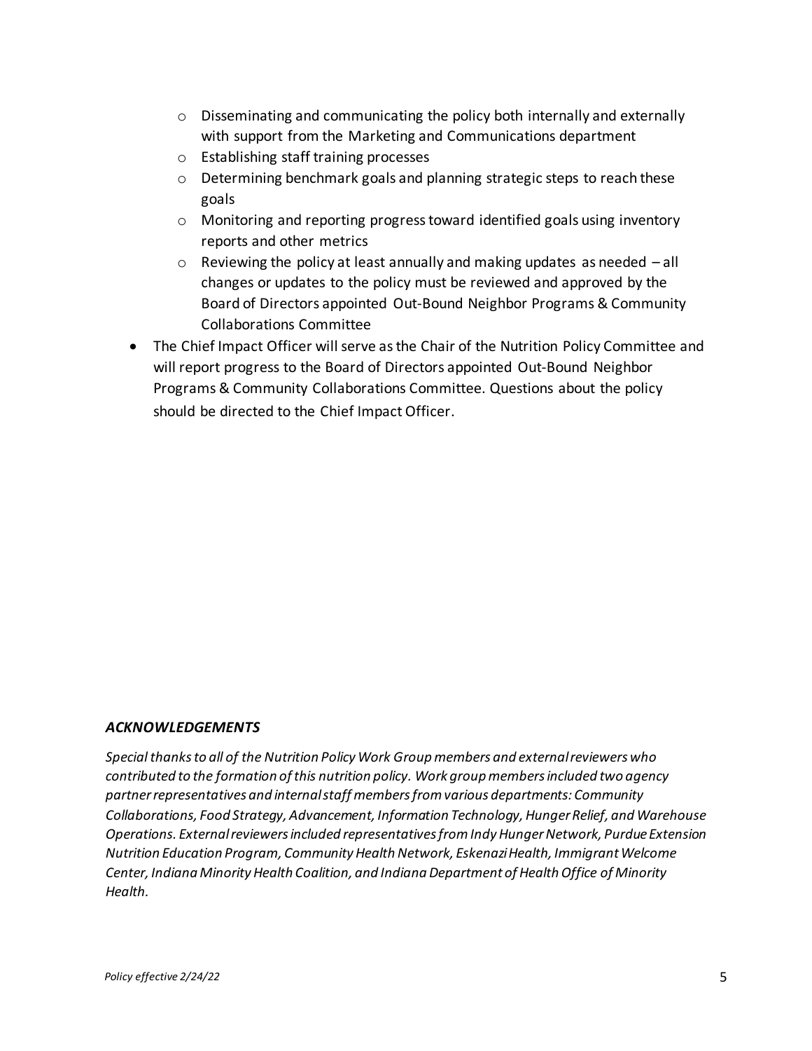- Disseminating and communicating the policy both internally and externally with support from the Marketing and Communications department
  - Establishing staff training processes
  - Determining benchmark goals and planning strategic steps to reach these goals
  - Monitoring and reporting progress toward identified goals using inventory reports and other metrics
  - Reviewing the policy at least annually and making updates as needed – all changes or updates to the policy must be reviewed and approved by the Board of Directors appointed Out-Bound Neighbor Programs & Community Collaborations Committee
- The Chief Impact Officer will serve as the Chair of the Nutrition Policy Committee and will report progress to the Board of Directors appointed Out-Bound Neighbor Programs & Community Collaborations Committee. Questions about the policy should be directed to the Chief Impact Officer.

### *ACKNOWLEDGEMENTS*

*Special thanks to all of the Nutrition Policy Work Group members and external reviewers who contributed to the formation of this nutrition policy. Work group members included two agency partner representatives and internal staff members from various departments: Community Collaborations, Food Strategy, Advancement, Information Technology, Hunger Relief, and Warehouse Operations. External reviewers included representatives from Indy Hunger Network, Purdue Extension Nutrition Education Program, Community Health Network, Eskenazi Health, Immigrant Welcome Center, Indiana Minority Health Coalition, and Indiana Department of Health Office of Minority Health.*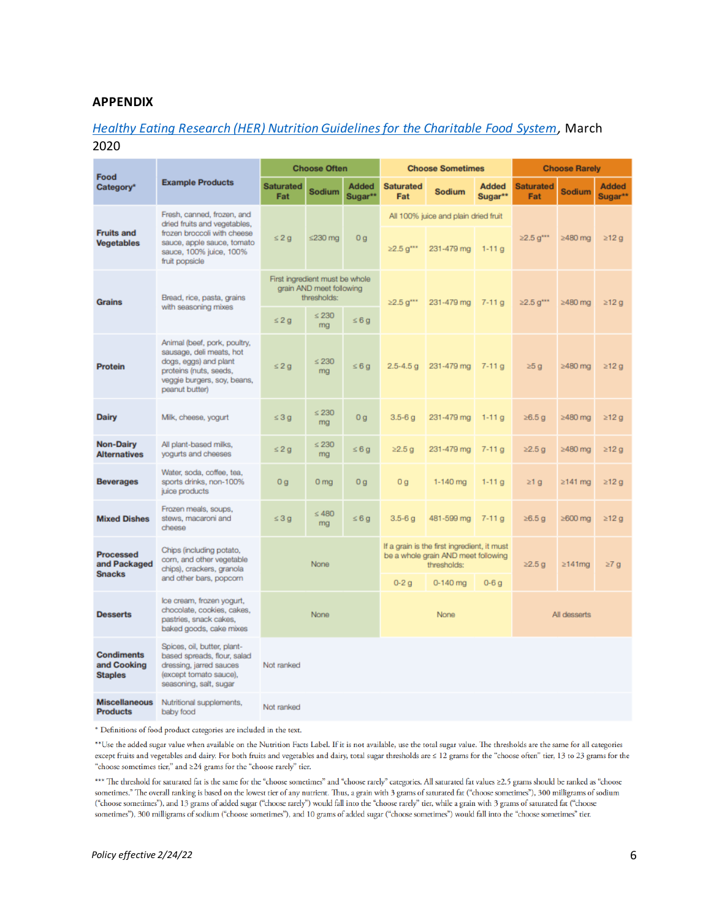## APPENDIX

[Healthy Eating Research (HER) Nutrition Guidelines for the Charitable Food System](), March 2020

| Food Category* | Example Products | Choose Often | | | Choose Sometimes | | | Choose Rarely | | |
|---|---|---|---|---|---|---|---|---|---|---|
| | | Saturated Fat | Sodium | Added Sugar** | Saturated Fat | Sodium | Added Sugar** | Saturated Fat | Sodium | Added Sugar** |
| Fruits and Vegetables | Fresh, canned, frozen, and dried fruits and vegetables, frozen broccoli with cheese sauce, apple sauce, tomato sauce, 100% juice, 100% fruit popsicle | ≤ 2 g | ≤230 mg | 0 g | All 100% juice and plain dried fruit; ≥2.5 g*** | 231-479 mg | 1-11 g | ≥2.5 g*** | ≥480 mg | ≥12 g |
| Grains | Bread, rice, pasta, grains with seasoning mixes | First ingredient must be whole grain AND meet following thresholds: ≤ 2 g | ≤ 230 mg | ≤ 6 g | ≥2.5 g*** | 231-479 mg | 7-11 g | ≥2.5 g*** | ≥480 mg | ≥12 g |
| Protein | Animal (beef, pork, poultry, sausage, deli meats, hot dogs, eggs) and plant proteins (nuts, seeds, veggie burgers, soy, beans, peanut butter) | ≤ 2 g | ≤ 230 mg | ≤ 6 g | 2.5-4.5 g | 231-479 mg | 7-11 g | ≥5 g | ≥480 mg | ≥12 g |
| Dairy | Milk, cheese, yogurt | ≤ 3 g | ≤ 230 mg | 0 g | 3.5-6 g | 231-479 mg | 1-11 g | ≥6.5 g | ≥480 mg | ≥12 g |
| Non-Dairy Alternatives | All plant-based milks, yogurts and cheeses | ≤ 2 g | ≤ 230 mg | ≤ 6 g | ≥2.5 g | 231-479 mg | 7-11 g | ≥2.5 g | ≥480 mg | ≥12 g |
| Beverages | Water, soda, coffee, tea, sports drinks, non-100% juice products | 0 g | 0 mg | 0 g | 0 g | 1-140 mg | 1-11 g | ≥1 g | ≥141 mg | ≥12 g |
| Mixed Dishes | Frozen meals, soups, stews, macaroni and cheese | ≤ 3 g | ≤ 480 mg | ≤ 6 g | 3.5-6 g | 481-599 mg | 7-11 g | ≥6.5 g | ≥600 mg | ≥12 g |
| Processed and Packaged Snacks | Chips (including potato, corn, and other vegetable chips), crackers, granola and other bars, popcorn | None | | | If a grain is the first ingredient, it must be a whole grain AND meet following thresholds: 0-2 g | 0-140 mg | 0-6 g | ≥2.5 g | ≥141mg | ≥7 g |
| Desserts | Ice cream, frozen yogurt, chocolate, cookies, cakes, pastries, snack cakes, baked goods, cake mixes | None | | | None | | | All desserts | | |
| Condiments and Cooking Staples | Spices, oil, butter, plant-based spreads, flour, salad dressing, jarred sauces (except tomato sauce), seasoning, salt, sugar | Not ranked | | | | | | | | |
| Miscellaneous Products | Nutritional supplements, baby food | Not ranked | | | | | | | | |

\* Definitions of food product categories are included in the text.

\*\*Use the added sugar value when available on the Nutrition Facts Label. If it is not available, use the total sugar value. The thresholds are the same for all categories except fruits and vegetables and dairy. For both fruits and vegetables and dairy, total sugar thresholds are ≤ 12 grams for the "choose often" tier, 13 to 23 grams for the "choose sometimes tier," and ≥24 grams for the "choose rarely" tier.

\*\*\* The threshold for saturated fat is the same for the "choose sometimes" and "choose rarely" categories. All saturated fat values ≥2.5 grams should be ranked as "choose sometimes." The overall ranking is based on the lowest tier of any nutrient. Thus, a grain with 3 grams of saturated fat ("choose sometimes"), 300 milligrams of sodium ("choose sometimes"), and 13 grams of added sugar ("choose rarely") would fall into the "choose rarely" tier, while a grain with 3 grams of saturated fat ("choose sometimes"), 300 milligrams of sodium ("choose sometimes"), and 10 grams of added sugar ("choose sometimes") would fall into the "choose sometimes" tier.

*Policy effective 2/24/22*